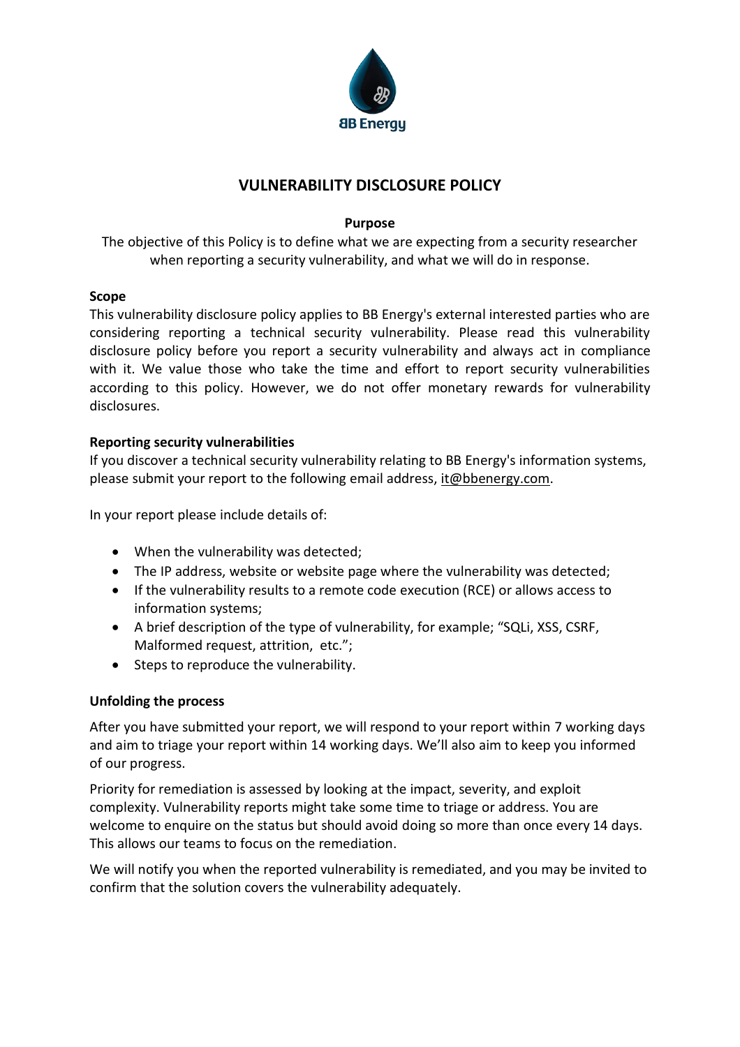# VULNERABILITY DISCLOSURE POLICY

**Purpose**

The objective of this Policy is to define what we are expecting from a security researcher when reporting a security vulnerability, and what we will do in response.

## Scope

This vulnerability disclosure policy applies to BB Energy's external interested parties who are considering reporting a technical security vulnerability. Please read this vulnerability disclosure policy before you report a security vulnerability and always act in compliance with it. We value those who take the time and effort to report security vulnerabilities according to this policy. However, we do not offer monetary rewards for vulnerability disclosures.

## Reporting security vulnerabilities

If you discover a technical security vulnerability relating to BB Energy's information systems, please submit your report to the following email address, it@bbenergy.com.

In your report please include details of:

- When the vulnerability was detected;
- The IP address, website or website page where the vulnerability was detected;
- If the vulnerability results to a remote code execution (RCE) or allows access to information systems;
- A brief description of the type of vulnerability, for example; "SQLi, XSS, CSRF, Malformed request, attrition, etc.";
- Steps to reproduce the vulnerability.

## Unfolding the process

After you have submitted your report, we will respond to your report within 7 working days and aim to triage your report within 14 working days. We'll also aim to keep you informed of our progress.

Priority for remediation is assessed by looking at the impact, severity, and exploit complexity. Vulnerability reports might take some time to triage or address. You are welcome to enquire on the status but should avoid doing so more than once every 14 days. This allows our teams to focus on the remediation.

We will notify you when the reported vulnerability is remediated, and you may be invited to confirm that the solution covers the vulnerability adequately.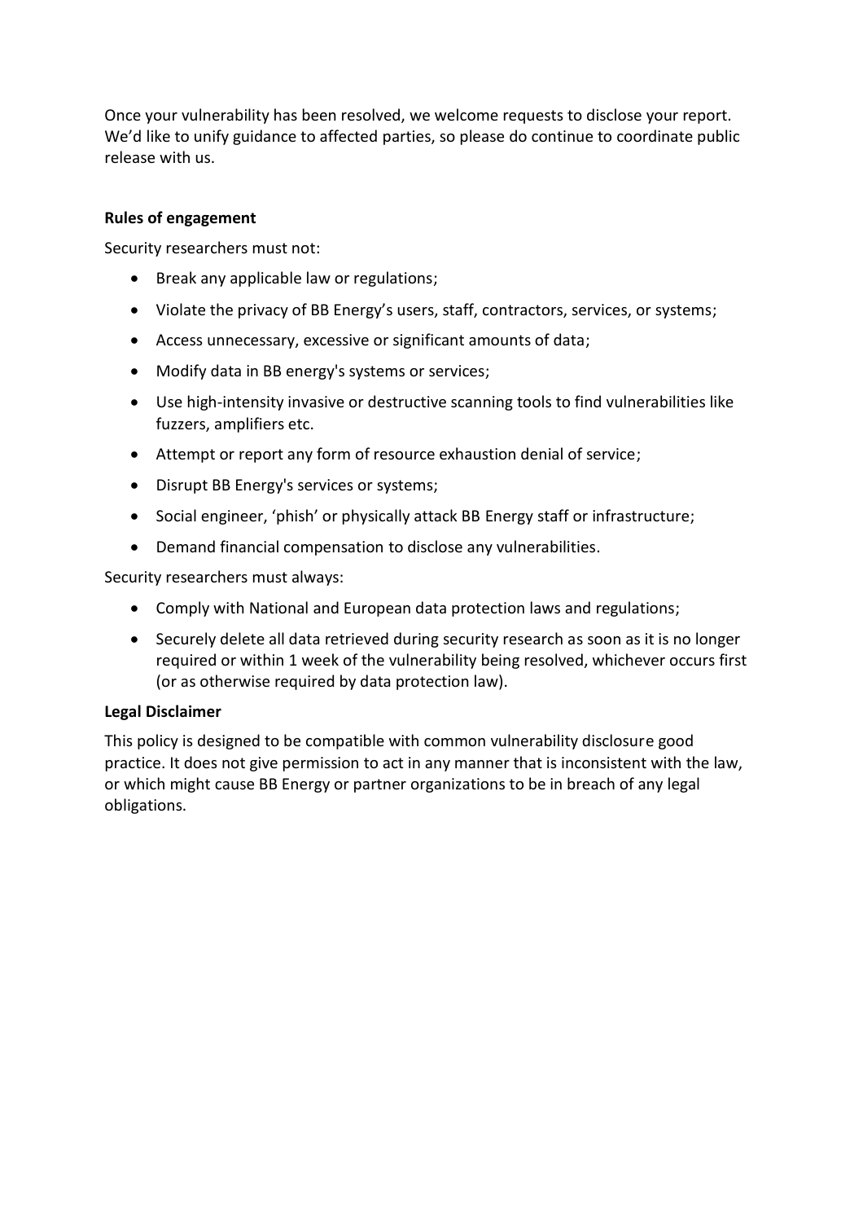Once your vulnerability has been resolved, we welcome requests to disclose your report. We'd like to unify guidance to affected parties, so please do continue to coordinate public release with us.

**Rules of engagement**

Security researchers must not:

- Break any applicable law or regulations;
- Violate the privacy of BB Energy's users, staff, contractors, services, or systems;
- Access unnecessary, excessive or significant amounts of data;
- Modify data in BB energy's systems or services;
- Use high-intensity invasive or destructive scanning tools to find vulnerabilities like fuzzers, amplifiers etc.
- Attempt or report any form of resource exhaustion denial of service;
- Disrupt BB Energy's services or systems;
- Social engineer, 'phish' or physically attack BB Energy staff or infrastructure;
- Demand financial compensation to disclose any vulnerabilities.

Security researchers must always:

- Comply with National and European data protection laws and regulations;
- Securely delete all data retrieved during security research as soon as it is no longer required or within 1 week of the vulnerability being resolved, whichever occurs first (or as otherwise required by data protection law).

**Legal Disclaimer**

This policy is designed to be compatible with common vulnerability disclosure good practice. It does not give permission to act in any manner that is inconsistent with the law, or which might cause BB Energy or partner organizations to be in breach of any legal obligations.